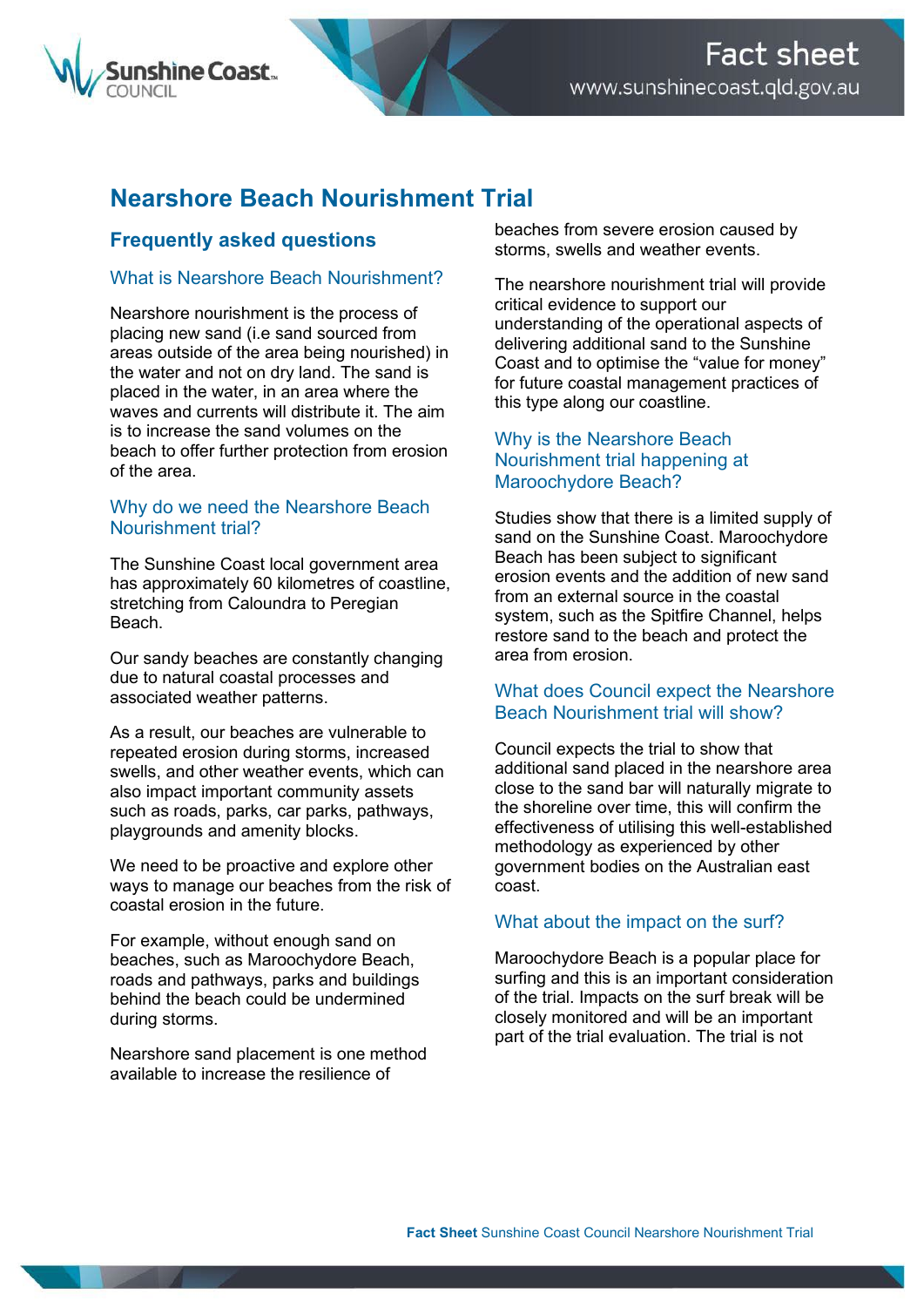# Nearshore Beach Nourishment Trial

## Frequently asked questions

### What is Nearshore Beach Nourishment?

Nearshore nourishment is the process of placing new sand (i.e sand sourced from areas outside of the area being nourished) in the water and not on dry land. The sand is placed in the water, in an area where the waves and currents will distribute it. The aim is to increase the sand volumes on the beach to offer further protection from erosion of the area.

### Why do we need the Nearshore Beach Nourishment trial?

The Sunshine Coast local government area has approximately 60 kilometres of coastline, stretching from Caloundra to Peregian Beach.

Our sandy beaches are constantly changing due to natural coastal processes and associated weather patterns.

As a result, our beaches are vulnerable to repeated erosion during storms, increased swells, and other weather events, which can also impact important community assets such as roads, parks, car parks, pathways, playgrounds and amenity blocks.

We need to be proactive and explore other ways to manage our beaches from the risk of coastal erosion in the future.

For example, without enough sand on beaches, such as Maroochydore Beach, roads and pathways, parks and buildings behind the beach could be undermined during storms.

Nearshore sand placement is one method available to increase the resilience of beaches from severe erosion caused by storms, swells and weather events.

The nearshore nourishment trial will provide critical evidence to support our understanding of the operational aspects of delivering additional sand to the Sunshine Coast and to optimise the “value for money” for future coastal management practices of this type along our coastline.

### Why is the Nearshore Beach Nourishment trial happening at Maroochydore Beach?

Studies show that there is a limited supply of sand on the Sunshine Coast. Maroochydore Beach has been subject to significant erosion events and the addition of new sand from an external source in the coastal system, such as the Spitfire Channel, helps restore sand to the beach and protect the area from erosion.

### What does Council expect the Nearshore Beach Nourishment trial will show?

Council expects the trial to show that additional sand placed in the nearshore area close to the sand bar will naturally migrate to the shoreline over time, this will confirm the effectiveness of utilising this well-established methodology as experienced by other government bodies on the Australian east coast.

### What about the impact on the surf?

Maroochydore Beach is a popular place for surfing and this is an important consideration of the trial. Impacts on the surf break will be closely monitored and will be an important part of the trial evaluation. The trial is not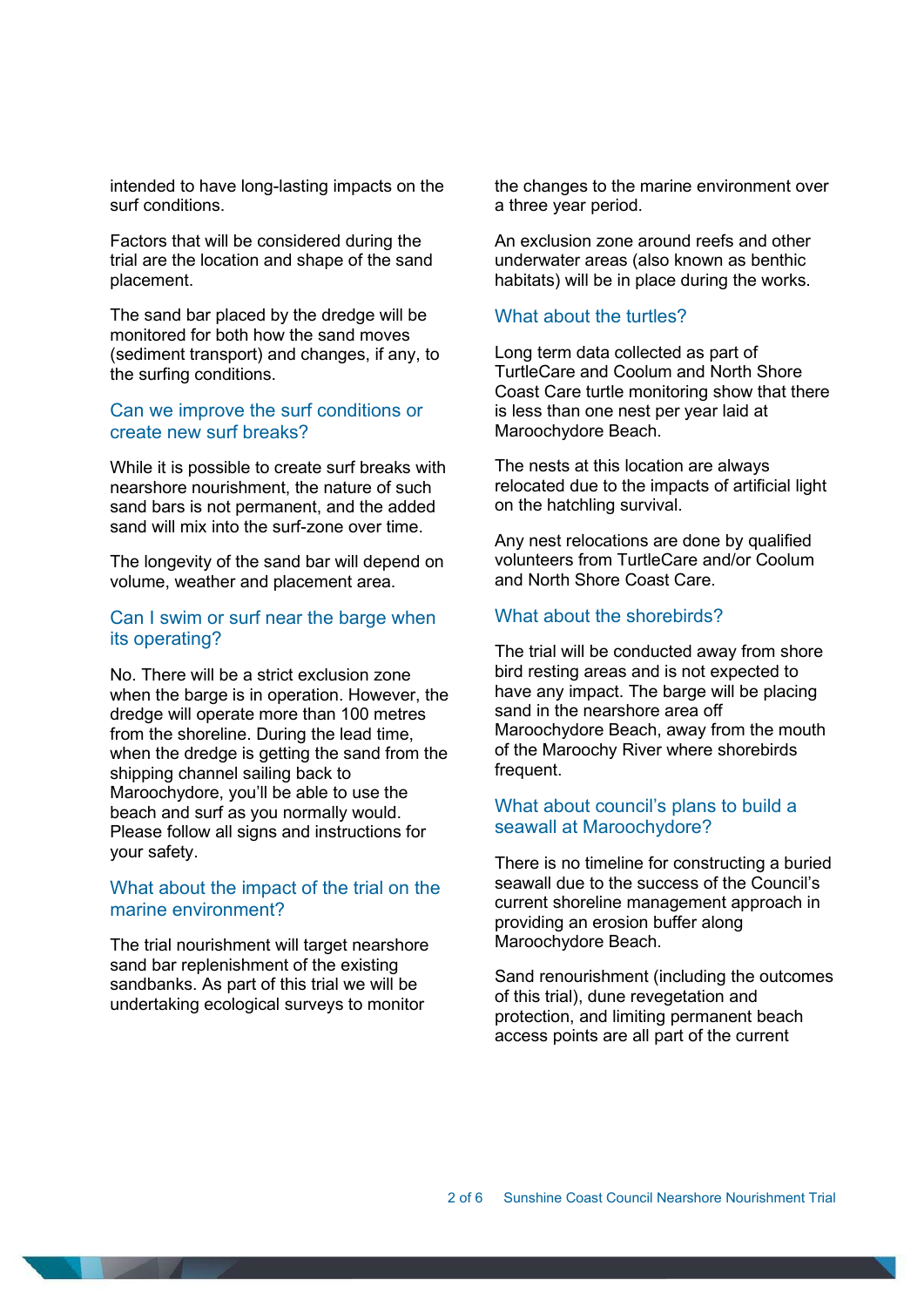intended to have long-lasting impacts on the surf conditions.

Factors that will be considered during the trial are the location and shape of the sand placement.

The sand bar placed by the dredge will be monitored for both how the sand moves (sediment transport) and changes, if any, to the surfing conditions.

## Can we improve the surf conditions or create new surf breaks?

While it is possible to create surf breaks with nearshore nourishment, the nature of such sand bars is not permanent, and the added sand will mix into the surf-zone over time.

The longevity of the sand bar will depend on volume, weather and placement area.

## Can I swim or surf near the barge when its operating?

No. There will be a strict exclusion zone when the barge is in operation. However, the dredge will operate more than 100 metres from the shoreline. During the lead time, when the dredge is getting the sand from the shipping channel sailing back to Maroochydore, you'll be able to use the beach and surf as you normally would. Please follow all signs and instructions for your safety.

## What about the impact of the trial on the marine environment?

The trial nourishment will target nearshore sand bar replenishment of the existing sandbanks. As part of this trial we will be undertaking ecological surveys to monitor the changes to the marine environment over a three year period.

An exclusion zone around reefs and other underwater areas (also known as benthic habitats) will be in place during the works.

## What about the turtles?

Long term data collected as part of TurtleCare and Coolum and North Shore Coast Care turtle monitoring show that there is less than one nest per year laid at Maroochydore Beach.

The nests at this location are always relocated due to the impacts of artificial light on the hatchling survival.

Any nest relocations are done by qualified volunteers from TurtleCare and/or Coolum and North Shore Coast Care.

## What about the shorebirds?

The trial will be conducted away from shore bird resting areas and is not expected to have any impact. The barge will be placing sand in the nearshore area off Maroochydore Beach, away from the mouth of the Maroochy River where shorebirds frequent.

## What about council's plans to build a seawall at Maroochydore?

There is no timeline for constructing a buried seawall due to the success of the Council's current shoreline management approach in providing an erosion buffer along Maroochydore Beach.

Sand renourishment (including the outcomes of this trial), dune revegetation and protection, and limiting permanent beach access points are all part of the current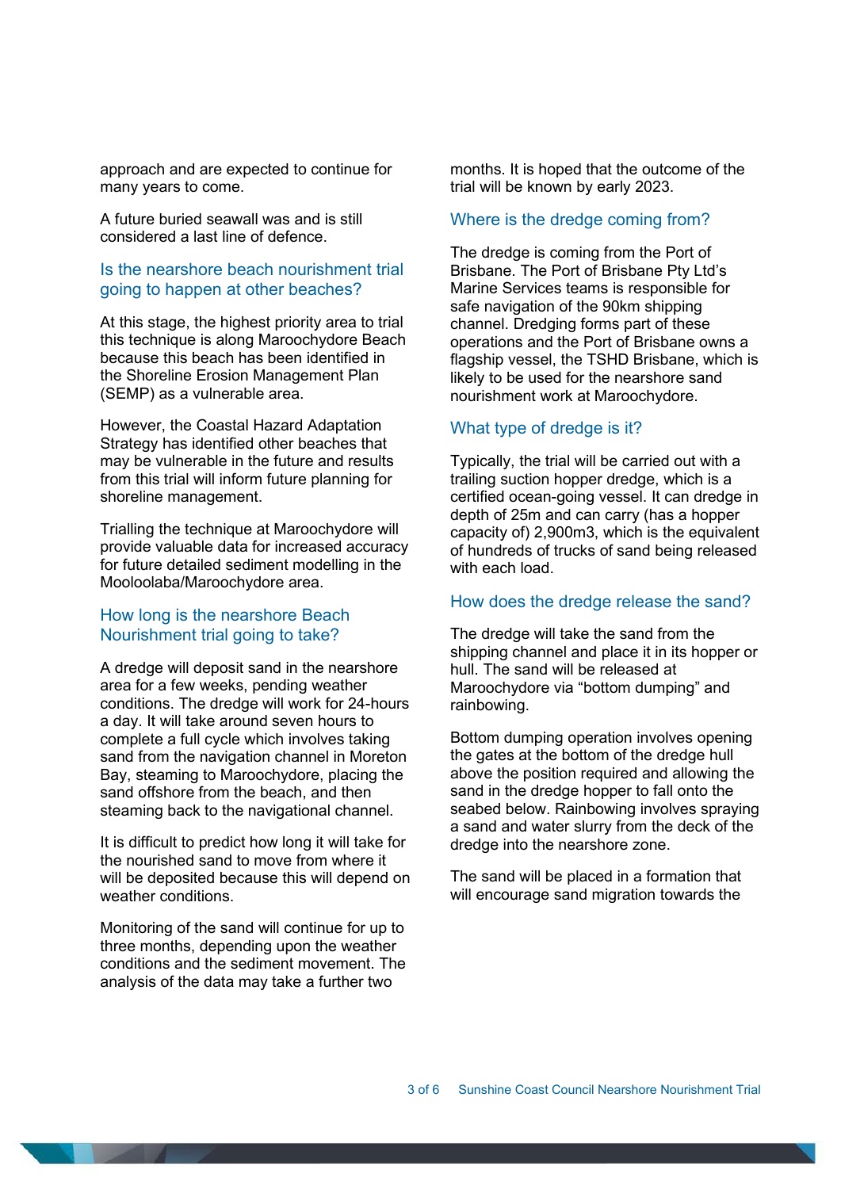approach and are expected to continue for many years to come.

A future buried seawall was and is still considered a last line of defence.

## Is the nearshore beach nourishment trial going to happen at other beaches?

At this stage, the highest priority area to trial this technique is along Maroochydore Beach because this beach has been identified in the Shoreline Erosion Management Plan (SEMP) as a vulnerable area.

However, the Coastal Hazard Adaptation Strategy has identified other beaches that may be vulnerable in the future and results from this trial will inform future planning for shoreline management.

Trialling the technique at Maroochydore will provide valuable data for increased accuracy for future detailed sediment modelling in the Mooloolaba/Maroochydore area.

## How long is the nearshore Beach Nourishment trial going to take?

A dredge will deposit sand in the nearshore area for a few weeks, pending weather conditions. The dredge will work for 24-hours a day. It will take around seven hours to complete a full cycle which involves taking sand from the navigation channel in Moreton Bay, steaming to Maroochydore, placing the sand offshore from the beach, and then steaming back to the navigational channel.

It is difficult to predict how long it will take for the nourished sand to move from where it will be deposited because this will depend on weather conditions.

Monitoring of the sand will continue for up to three months, depending upon the weather conditions and the sediment movement. The analysis of the data may take a further two months. It is hoped that the outcome of the trial will be known by early 2023.

## Where is the dredge coming from?

The dredge is coming from the Port of Brisbane. The Port of Brisbane Pty Ltd's Marine Services teams is responsible for safe navigation of the 90km shipping channel. Dredging forms part of these operations and the Port of Brisbane owns a flagship vessel, the TSHD Brisbane, which is likely to be used for the nearshore sand nourishment work at Maroochydore.

## What type of dredge is it?

Typically, the trial will be carried out with a trailing suction hopper dredge, which is a certified ocean-going vessel. It can dredge in depth of 25m and can carry (has a hopper capacity of) 2,900m3, which is the equivalent of hundreds of trucks of sand being released with each load.

## How does the dredge release the sand?

The dredge will take the sand from the shipping channel and place it in its hopper or hull. The sand will be released at Maroochydore via "bottom dumping" and rainbowing.

Bottom dumping operation involves opening the gates at the bottom of the dredge hull above the position required and allowing the sand in the dredge hopper to fall onto the seabed below. Rainbowing involves spraying a sand and water slurry from the deck of the dredge into the nearshore zone.

The sand will be placed in a formation that will encourage sand migration towards the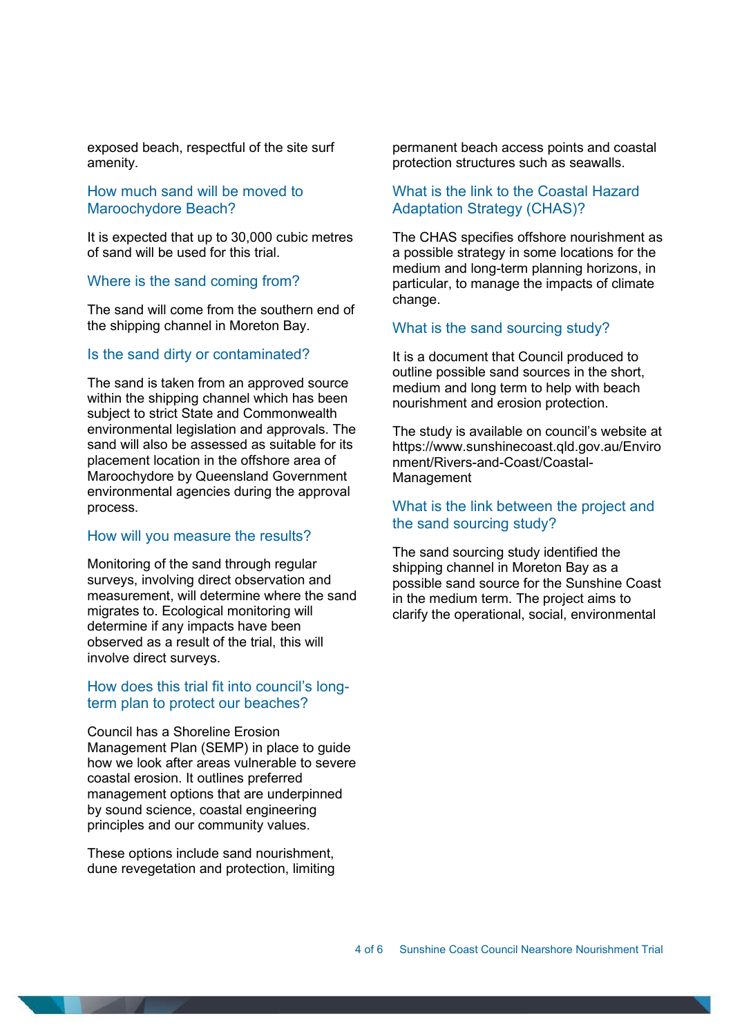exposed beach, respectful of the site surf amenity.

## How much sand will be moved to Maroochydore Beach?

It is expected that up to 30,000 cubic metres of sand will be used for this trial.

## Where is the sand coming from?

The sand will come from the southern end of the shipping channel in Moreton Bay.

## Is the sand dirty or contaminated?

The sand is taken from an approved source within the shipping channel which has been subject to strict State and Commonwealth environmental legislation and approvals. The sand will also be assessed as suitable for its placement location in the offshore area of Maroochydore by Queensland Government environmental agencies during the approval process.

## How will you measure the results?

Monitoring of the sand through regular surveys, involving direct observation and measurement, will determine where the sand migrates to. Ecological monitoring will determine if any impacts have been observed as a result of the trial, this will involve direct surveys.

## How does this trial fit into council's long-term plan to protect our beaches?

Council has a Shoreline Erosion Management Plan (SEMP) in place to guide how we look after areas vulnerable to severe coastal erosion. It outlines preferred management options that are underpinned by sound science, coastal engineering principles and our community values.

These options include sand nourishment, dune revegetation and protection, limiting permanent beach access points and coastal protection structures such as seawalls.

## What is the link to the Coastal Hazard Adaptation Strategy (CHAS)?

The CHAS specifies offshore nourishment as a possible strategy in some locations for the medium and long-term planning horizons, in particular, to manage the impacts of climate change.

## What is the sand sourcing study?

It is a document that Council produced to outline possible sand sources in the short, medium and long term to help with beach nourishment and erosion protection.

The study is available on council's website at https://www.sunshinecoast.qld.gov.au/Environment/Rivers-and-Coast/Coastal-Management

## What is the link between the project and the sand sourcing study?

The sand sourcing study identified the shipping channel in Moreton Bay as a possible sand source for the Sunshine Coast in the medium term. The project aims to clarify the operational, social, environmental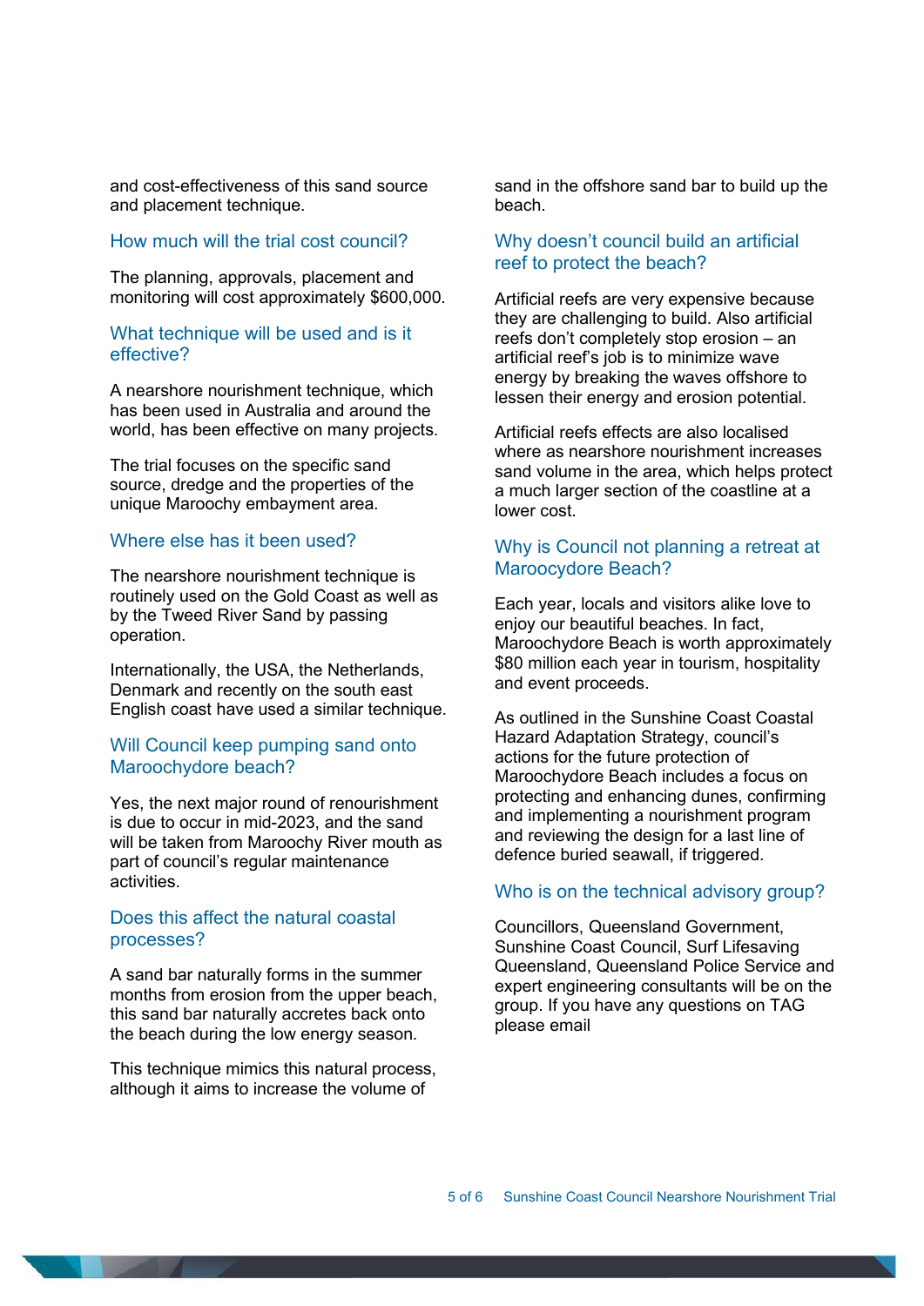and cost-effectiveness of this sand source and placement technique.

## How much will the trial cost council?

The planning, approvals, placement and monitoring will cost approximately $600,000.

## What technique will be used and is it effective?

A nearshore nourishment technique, which has been used in Australia and around the world, has been effective on many projects.

The trial focuses on the specific sand source, dredge and the properties of the unique Maroochy embayment area.

## Where else has it been used?

The nearshore nourishment technique is routinely used on the Gold Coast as well as by the Tweed River Sand by passing operation.

Internationally, the USA, the Netherlands, Denmark and recently on the south east English coast have used a similar technique.

## Will Council keep pumping sand onto Maroochydore beach?

Yes, the next major round of renourishment is due to occur in mid-2023, and the sand will be taken from Maroochy River mouth as part of council's regular maintenance activities.

## Does this affect the natural coastal processes?

A sand bar naturally forms in the summer months from erosion from the upper beach, this sand bar naturally accretes back onto the beach during the low energy season.

This technique mimics this natural process, although it aims to increase the volume of sand in the offshore sand bar to build up the beach.

## Why doesn't council build an artificial reef to protect the beach?

Artificial reefs are very expensive because they are challenging to build. Also artificial reefs don't completely stop erosion – an artificial reef's job is to minimize wave energy by breaking the waves offshore to lessen their energy and erosion potential.

Artificial reefs effects are also localised where as nearshore nourishment increases sand volume in the area, which helps protect a much larger section of the coastline at a lower cost.

## Why is Council not planning a retreat at Maroocydore Beach?

Each year, locals and visitors alike love to enjoy our beautiful beaches. In fact, Maroochydore Beach is worth approximately $80 million each year in tourism, hospitality and event proceeds.

As outlined in the Sunshine Coast Coastal Hazard Adaptation Strategy, council's actions for the future protection of Maroochydore Beach includes a focus on protecting and enhancing dunes, confirming and implementing a nourishment program and reviewing the design for a last line of defence buried seawall, if triggered.

## Who is on the technical advisory group?

Councillors, Queensland Government, Sunshine Coast Council, Surf Lifesaving Queensland, Queensland Police Service and expert engineering consultants will be on the group. If you have any questions on TAG please email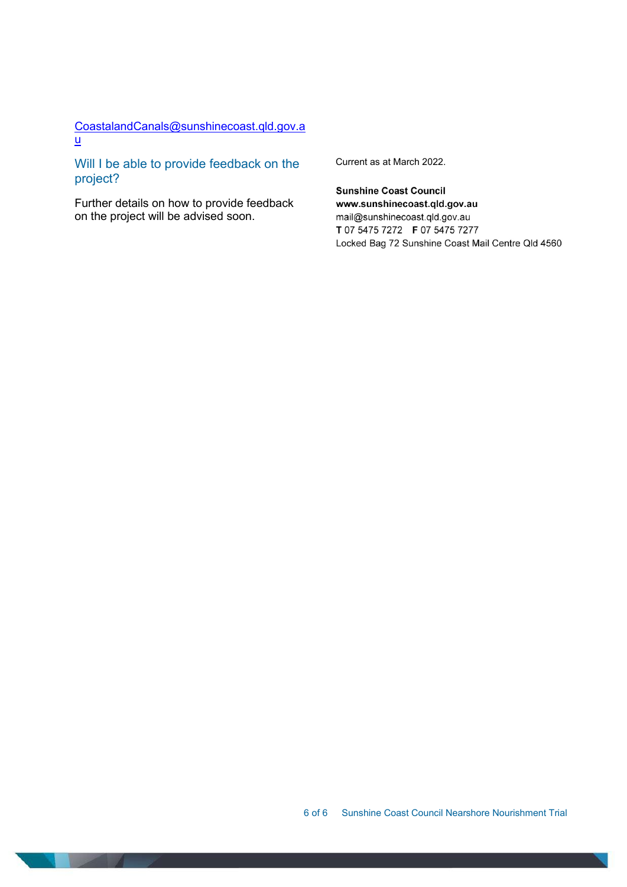CoastalandCanals@sunshinecoast.qld.gov.au

## Will I be able to provide feedback on the project?

Further details on how to provide feedback on the project will be advised soon.

Current as at March 2022.

**Sunshine Coast Council**
**www.sunshinecoast.qld.gov.au**
mail@sunshinecoast.qld.gov.au
**T** 07 5475 7272 **F** 07 5475 7277
Locked Bag 72 Sunshine Coast Mail Centre Qld 4560